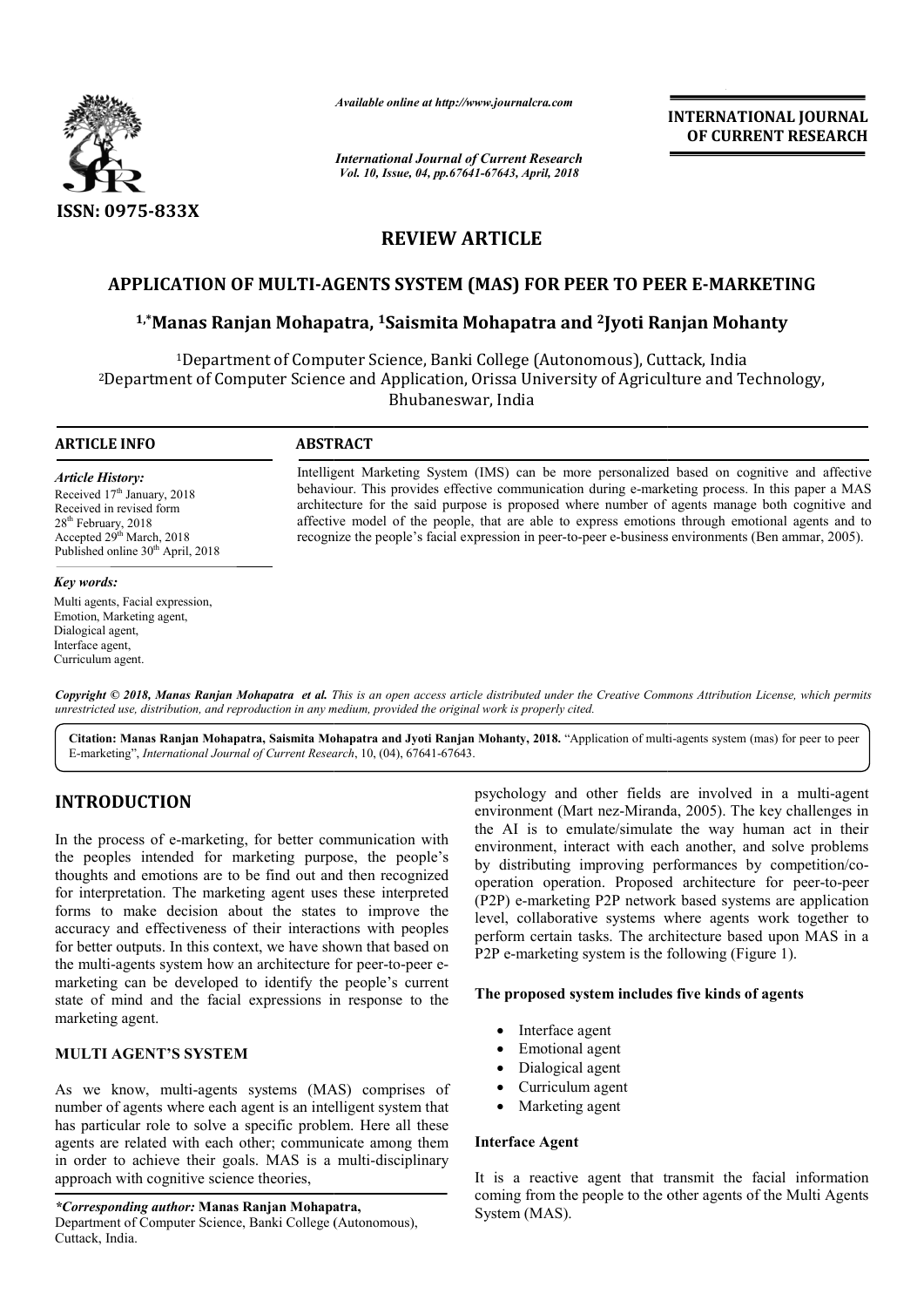**INTERNATIONAL JOURNAL OF CURRENT RESEARCH**

*Available online at http://www.journalcra.com*

*International Journal of Current Research*
*Vol. 10, Issue, 04, pp.67641-67643, April, 2018*

ISSN: 0975-833X

# REVIEW ARTICLE

## APPLICATION OF MULTI-AGENTS SYSTEM (MAS) FOR PEER TO PEER E-MARKETING

**[1,*]Manas Ranjan Mohapatra, [1]Saismita Mohapatra and [2]Jyoti Ranjan Mohanty**

[1]Department of Computer Science, Banki College (Autonomous), Cuttack, India
[2]Department of Computer Science and Application, Orissa University of Agriculture and Technology, Bhubaneswar, India

**ARTICLE INFO**

*Article History:*
Received 17th January, 2018
Received in revised form
28th February, 2018
Accepted 29th March, 2018
Published online 30th April, 2018

*Key words:*
Multi agents, Facial expression, Emotion, Marketing agent, Dialogical agent, Interface agent, Curriculum agent.

**ABSTRACT**

Intelligent Marketing System (IMS) can be more personalized based on cognitive and affective behaviour. This provides effective communication during e-marketing process. In this paper a MAS architecture for the said purpose is proposed where number of agents manage both cognitive and affective model of the people, that are able to express emotions through emotional agents and to recognize the people's facial expression in peer-to-peer e-business environments (Ben ammar, 2005).

*Copyright © 2018, Manas Ranjan Mohapatra et al. This is an open access article distributed under the Creative Commons Attribution License, which permits unrestricted use, distribution, and reproduction in any medium, provided the original work is properly cited.*

**Citation: Manas Ranjan Mohapatra, Saismita Mohapatra and Jyoti Ranjan Mohanty, 2018.** "Application of multi-agents system (mas) for peer to peer E-marketing", *International Journal of Current Research*, 10, (04), 67641-67643.

# INTRODUCTION

In the process of e-marketing, for better communication with the peoples intended for marketing purpose, the people's thoughts and emotions are to be find out and then recognized for interpretation. The marketing agent uses these interpreted forms to make decision about the states to improve the accuracy and effectiveness of their interactions with peoples for better outputs. In this context, we have shown that based on the multi-agents system how an architecture for peer-to-peer e-marketing can be developed to identify the people's current state of mind and the facial expressions in response to the marketing agent.

## MULTI AGENT'S SYSTEM

As we know, multi-agents systems (MAS) comprises of number of agents where each agent is an intelligent system that has particular role to solve a specific problem. Here all these agents are related with each other; communicate among them in order to achieve their goals. MAS is a multi-disciplinary approach with cognitive science theories, psychology and other fields are involved in a multi-agent environment (Mart nez-Miranda, 2005). The key challenges in the AI is to emulate/simulate the way human act in their environment, interact with each another, and solve problems by distributing improving performances by competition/co-operation operation. Proposed architecture for peer-to-peer (P2P) e-marketing P2P network based systems are application level, collaborative systems where agents work together to perform certain tasks. The architecture based upon MAS in a P2P e-marketing system is the following (Figure 1).

**The proposed system includes five kinds of agents**

- Interface agent
- Emotional agent
- Dialogical agent
- Curriculum agent
- Marketing agent

**Interface Agent**

It is a reactive agent that transmit the facial information coming from the people to the other agents of the Multi Agents System (MAS).

---

*\*Corresponding author:* **Manas Ranjan Mohapatra,**
Department of Computer Science, Banki College (Autonomous), Cuttack, India.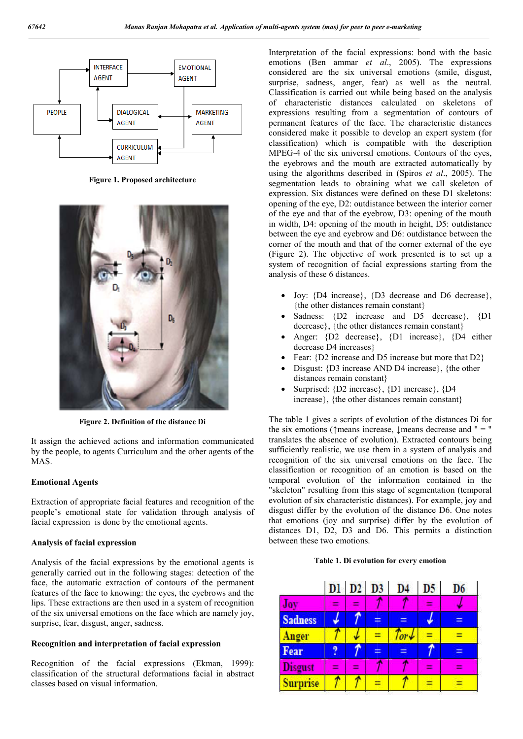Figure 1. Proposed architecture

Figure 2. Definition of the distance Di

It assign the achieved actions and information communicated by the people, to agents Curriculum and the other agents of the MAS.

### Emotional Agents

Extraction of appropriate facial features and recognition of the people's emotional state for validation through analysis of facial expression is done by the emotional agents.

### Analysis of facial expression

Analysis of the facial expressions by the emotional agents is generally carried out in the following stages: detection of the face, the automatic extraction of the permanent features of the face to knowing: the eyes, the eyebrows and the lips. These extractions are then used in a system of recognition of the six universal emotions on the face which are namely joy, surprise, fear, disgust, anger, sadness.

### Recognition and interpretation of facial expression

Recognition of the facial expressions (Ekman, 1999): classification of the structural deformations facial in abstract classes based on visual information.

Interpretation of the facial expressions: bond with the basic emotions (Ben ammar *et al.*, 2005). The expressions considered are the six universal emotions (smile, disgust, surprise, sadness, anger, fear) as well as the neutral. Classification is carried out while being based on the analysis of characteristic distances calculated on skeletons of expressions resulting from a segmentation of contours of permanent features of the face. The characteristic distances considered make it possible to develop an expert system (for classification) which is compatible with the description MPEG-4 of the six universal emotions. Contours of the eyes, the eyebrows and the mouth are extracted automatically by using the algorithms described in (Spiros *et al.*, 2005). The segmentation leads to obtaining what we call skeleton of expression. Six distances were defined on these D1 skeletons: opening of the eye, D2: outdistance between the interior corner of the eye and that of the eyebrow, D3: opening of the mouth in width, D4: opening of the mouth in height, D5: outdistance between the eye and eyebrow and D6: outdistance between the corner of the mouth and that of the corner external of the eye (Figure 2). The objective of work presented is to set up a system of recognition of facial expressions starting from the analysis of these 6 distances.

- Joy: {D4 increase}, {D3 decrease and D6 decrease}, {the other distances remain constant}
- Sadness: {D2 increase and D5 decrease}, {D1 decrease}, {the other distances remain constant}
- Anger: {D2 decrease}, {D1 increase}, {D4 either decrease D4 increases}
- Fear: {D2 increase and D5 increase but more that D2}
- Disgust: {D3 increase AND D4 increase}, {the other distances remain constant}
- Surprised: {D2 increase}, {D1 increase}, {D4 increase}, {the other distances remain constant}

The table 1 gives a scripts of evolution of the distances Di for the six emotions (↑means increase, ↓means decrease and " = " translates the absence of evolution). Extracted contours being sufficiently realistic, we use them in a system of analysis and recognition of the six universal emotions on the face. The classification or recognition of an emotion is based on the temporal evolution of the information contained in the "skeleton" resulting from this stage of segmentation (temporal evolution of six characteristic distances). For example, joy and disgust differ by the evolution of the distance D6. One notes that emotions (joy and surprise) differ by the evolution of distances D1, D2, D3 and D6. This permits a distinction between these two emotions.

**Table 1. Di evolution for every emotion**

| | D1 | D2 | D3 | D4 | D5 | D6 |
|---|---|---|---|---|---|---|
| Joy | = | = | ↑ | ↑ | = | ↓ |
| Sadness | ↓ | ↑ | = | = | ↓ | = |
| Anger | ↑ | ↓ | = | ↑or↓ | = | = |
| Fear | ? | ↑ | = | = | ↑ | = |
| Disgust | = | = | ↑ | ↑ | = | = |
| Surprise | ↑ | ↑ | = | ↑ | = | = |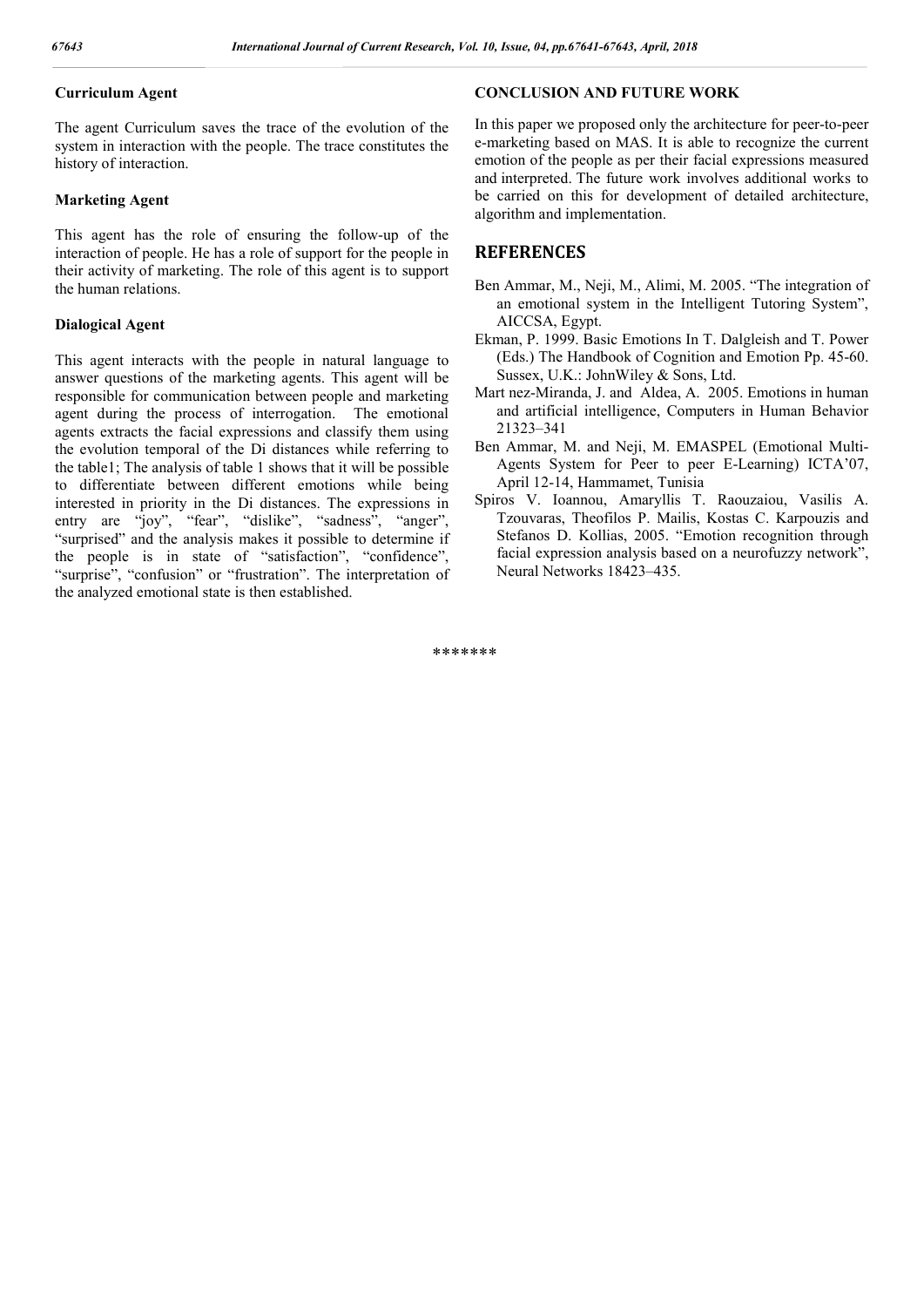### Curriculum Agent

The agent Curriculum saves the trace of the evolution of the system in interaction with the people. The trace constitutes the history of interaction.

### Marketing Agent

This agent has the role of ensuring the follow-up of the interaction of people. He has a role of support for the people in their activity of marketing. The role of this agent is to support the human relations.

### Dialogical Agent

This agent interacts with the people in natural language to answer questions of the marketing agents. This agent will be responsible for communication between people and marketing agent during the process of interrogation. The emotional agents extracts the facial expressions and classify them using the evolution temporal of the Di distances while referring to the table1; The analysis of table 1 shows that it will be possible to differentiate between different emotions while being interested in priority in the Di distances. The expressions in entry are "joy", "fear", "dislike", "sadness", "anger", "surprised" and the analysis makes it possible to determine if the people is in state of "satisfaction", "confidence", "surprise", "confusion" or "frustration". The interpretation of the analyzed emotional state is then established.

## CONCLUSION AND FUTURE WORK

In this paper we proposed only the architecture for peer-to-peer e-marketing based on MAS. It is able to recognize the current emotion of the people as per their facial expressions measured and interpreted. The future work involves additional works to be carried on this for development of detailed architecture, algorithm and implementation.

## REFERENCES

Ben Ammar, M., Neji, M., Alimi, M. 2005. "The integration of an emotional system in the Intelligent Tutoring System", AICCSA, Egypt.

Ekman, P. 1999. Basic Emotions In T. Dalgleish and T. Power (Eds.) The Handbook of Cognition and Emotion Pp. 45-60. Sussex, U.K.: JohnWiley & Sons, Ltd.

Mart nez-Miranda, J. and Aldea, A. 2005. Emotions in human and artificial intelligence, Computers in Human Behavior 21323–341

Ben Ammar, M. and Neji, M. EMASPEL (Emotional Multi-Agents System for Peer to peer E-Learning) ICTA'07, April 12-14, Hammamet, Tunisia

Spiros V. Ioannou, Amaryllis T. Raouzaiou, Vasilis A. Tzouvaras, Theofilos P. Mailis, Kostas C. Karpouzis and Stefanos D. Kollias, 2005. "Emotion recognition through facial expression analysis based on a neurofuzzy network", Neural Networks 18423–435.

*******